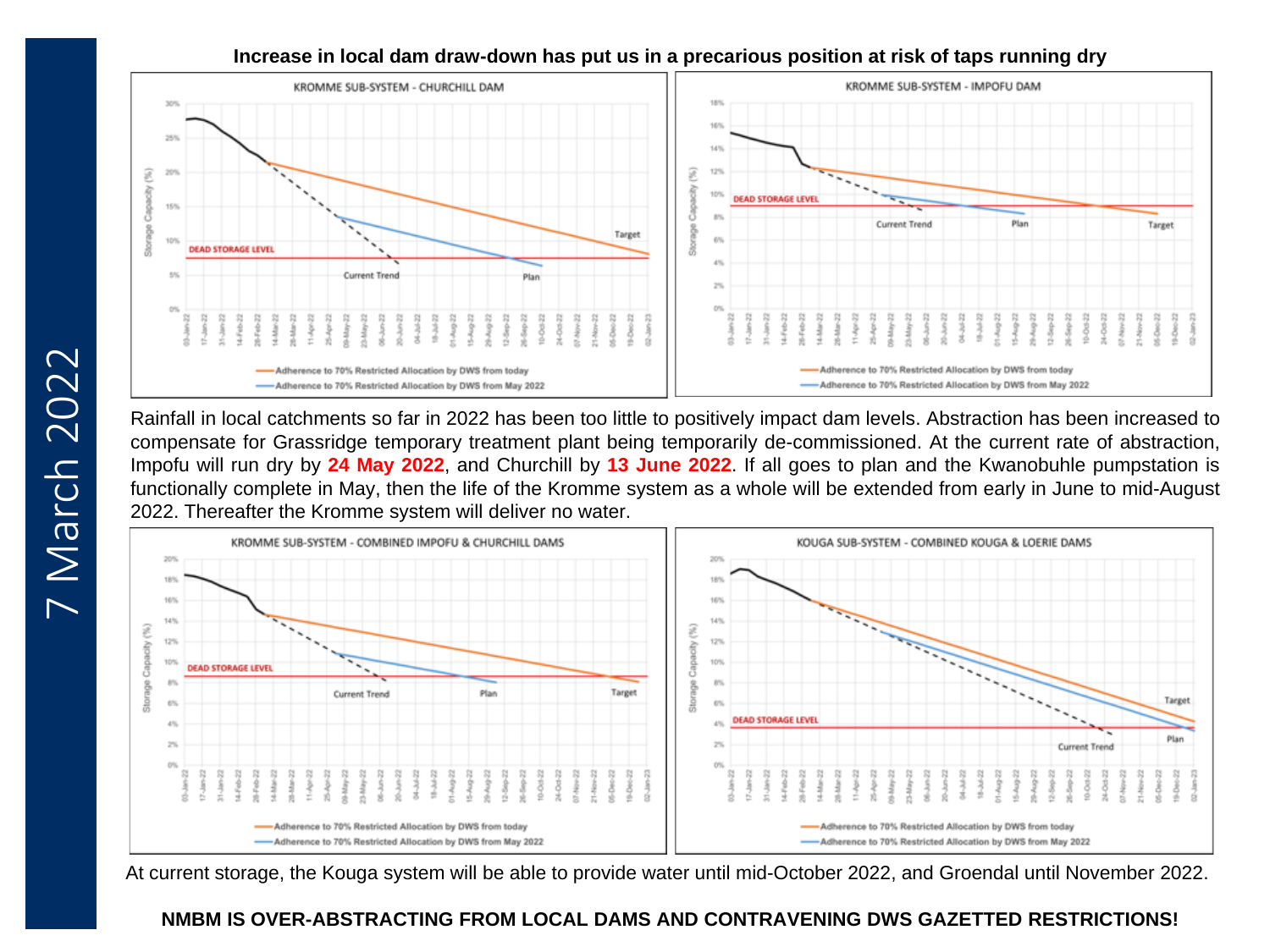7 March 2022

**Increase in local dam draw-down has put us in a precarious position at risk of taps running dry**

Rainfall in local catchments so far in 2022 has been too little to positively impact dam levels. Abstraction has been increased to compensate for Grassridge temporary treatment plant being temporarily de-commissioned. At the current rate of abstraction, Impofu will run dry by **24 May 2022**, and Churchill by **13 June 2022**. If all goes to plan and the Kwanobuhle pumpstation is functionally complete in May, then the life of the Kromme system as a whole will be extended from early in June to mid-August 2022. Thereafter the Kromme system will deliver no water.

At current storage, the Kouga system will be able to provide water until mid-October 2022, and Groendal until November 2022.

**NMBM IS OVER-ABSTRACTING FROM LOCAL DAMS AND CONTRAVENING DWS GAZETTED RESTRICTIONS!**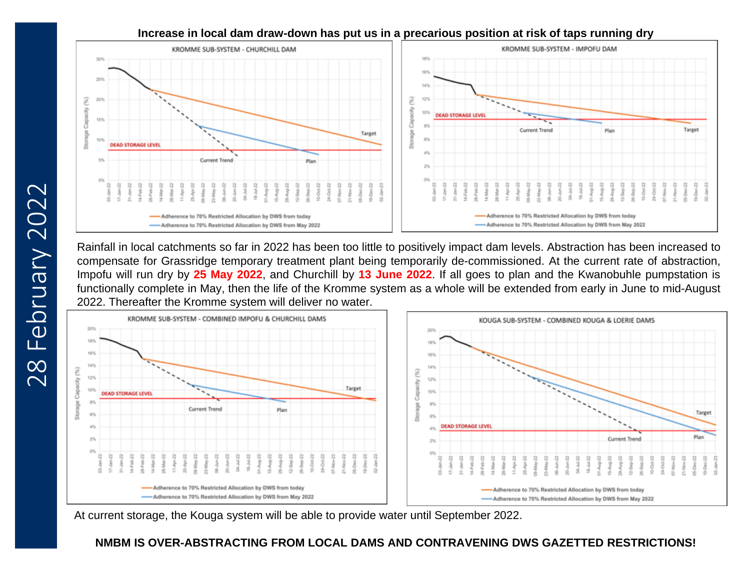28 February 2022

**Increase in local dam draw-down has put us in a precarious position at risk of taps running dry**

KROMME SUB-SYSTEM - CHURCHILL DAM

KROMME SUB-SYSTEM - IMPOFU DAM

Rainfall in local catchments so far in 2022 has been too little to positively impact dam levels. Abstraction has been increased to compensate for Grassridge temporary treatment plant being temporarily de-commissioned. At the current rate of abstraction, Impofu will run dry by **25 May 2022**, and Churchill by **13 June 2022**. If all goes to plan and the Kwanobuhle pumpstation is functionally complete in May, then the life of the Kromme system as a whole will be extended from early in June to mid-August 2022. Thereafter the Kromme system will deliver no water.

KROMME SUB-SYSTEM - COMBINED IMPOFU & CHURCHILL DAMS

KOUGA SUB-SYSTEM - COMBINED KOUGA & LOERIE DAMS

At current storage, the Kouga system will be able to provide water until September 2022.

**NMBM IS OVER-ABSTRACTING FROM LOCAL DAMS AND CONTRAVENING DWS GAZETTED RESTRICTIONS!**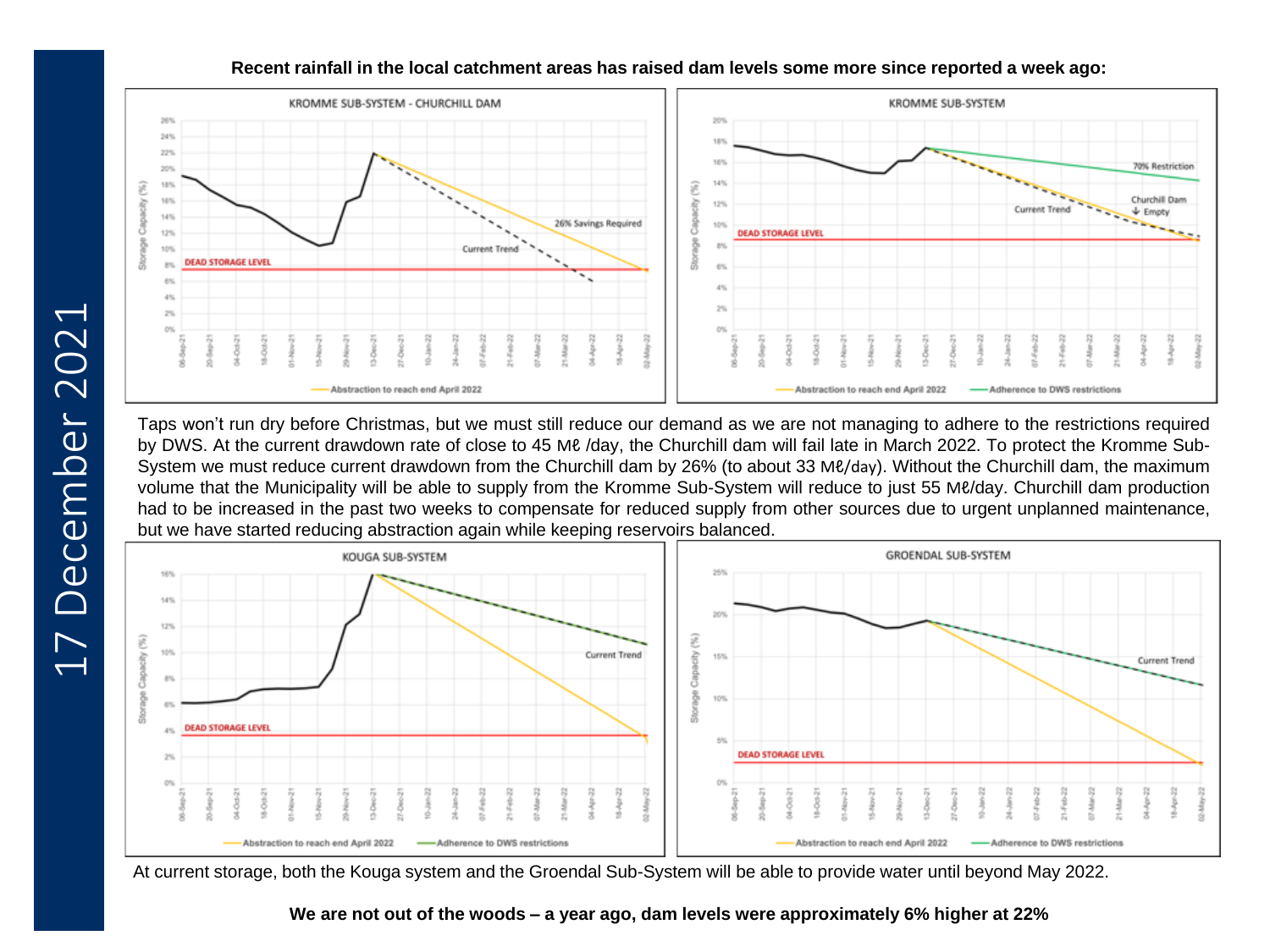17 December 2021

**Recent rainfall in the local catchment areas has raised dam levels some more since reported a week ago:**

Taps won't run dry before Christmas, but we must still reduce our demand as we are not managing to adhere to the restrictions required by DWS. At the current drawdown rate of close to 45 Mℓ /day, the Churchill dam will fail late in March 2022. To protect the Kromme Sub-System we must reduce current drawdown from the Churchill dam by 26% (to about 33 Mℓ/day). Without the Churchill dam, the maximum volume that the Municipality will be able to supply from the Kromme Sub-System will reduce to just 55 Mℓ/day. Churchill dam production had to be increased in the past two weeks to compensate for reduced supply from other sources due to urgent unplanned maintenance, but we have started reducing abstraction again while keeping reservoirs balanced.

At current storage, both the Kouga system and the Groendal Sub-System will be able to provide water until beyond May 2022.

**We are not out of the woods – a year ago, dam levels were approximately 6% higher at 22%**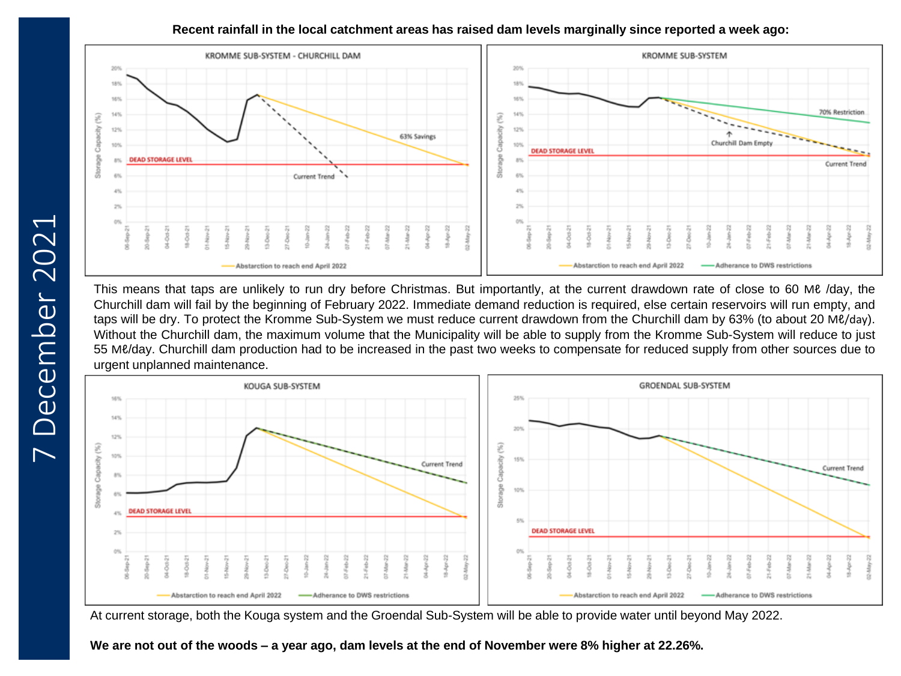# 7 December 2021

**Recent rainfall in the local catchment areas has raised dam levels marginally since reported a week ago:**

KROMME SUB-SYSTEM - CHURCHILL DAM

KROMME SUB-SYSTEM

This means that taps are unlikely to run dry before Christmas. But importantly, at the current drawdown rate of close to 60 Mℓ /day, the Churchill dam will fail by the beginning of February 2022. Immediate demand reduction is required, else certain reservoirs will run empty, and taps will be dry. To protect the Kromme Sub-System we must reduce current drawdown from the Churchill dam by 63% (to about 20 Mℓ/day). Without the Churchill dam, the maximum volume that the Municipality will be able to supply from the Kromme Sub-System will reduce to just 55 Mℓ/day. Churchill dam production had to be increased in the past two weeks to compensate for reduced supply from other sources due to urgent unplanned maintenance.

KOUGA SUB-SYSTEM

GROENDAL SUB-SYSTEM

At current storage, both the Kouga system and the Groendal Sub-System will be able to provide water until beyond May 2022.

**We are not out of the woods – a year ago, dam levels at the end of November were 8% higher at 22.26%.**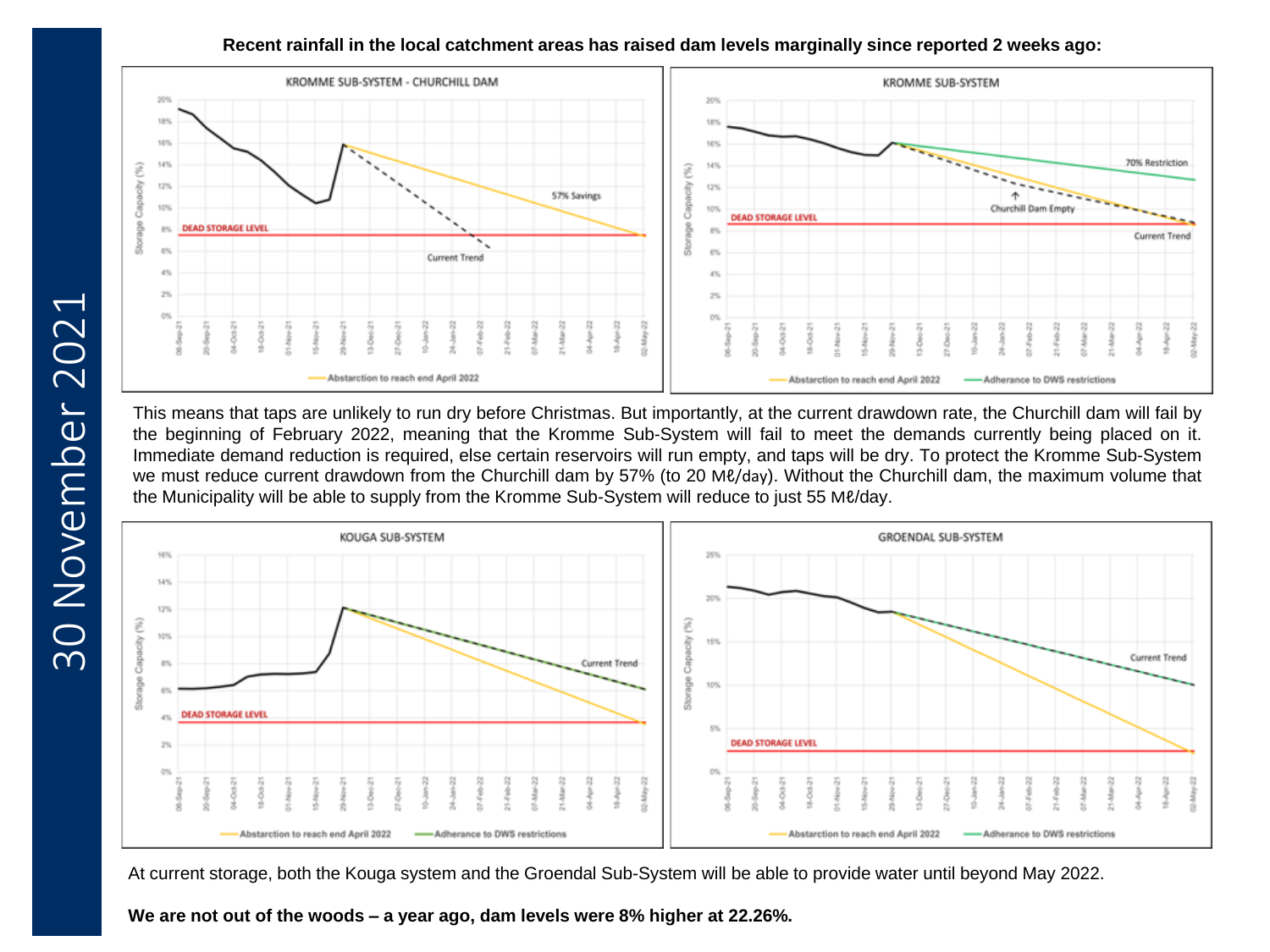30 November 2021

**Recent rainfall in the local catchment areas has raised dam levels marginally since reported 2 weeks ago:**

This means that taps are unlikely to run dry before Christmas. But importantly, at the current drawdown rate, the Churchill dam will fail by the beginning of February 2022, meaning that the Kromme Sub-System will fail to meet the demands currently being placed on it. Immediate demand reduction is required, else certain reservoirs will run empty, and taps will be dry. To protect the Kromme Sub-System we must reduce current drawdown from the Churchill dam by 57% (to 20 Mℓ/day). Without the Churchill dam, the maximum volume that the Municipality will be able to supply from the Kromme Sub-System will reduce to just 55 Mℓ/day.

At current storage, both the Kouga system and the Groendal Sub-System will be able to provide water until beyond May 2022.

**We are not out of the woods – a year ago, dam levels were 8% higher at 22.26%.**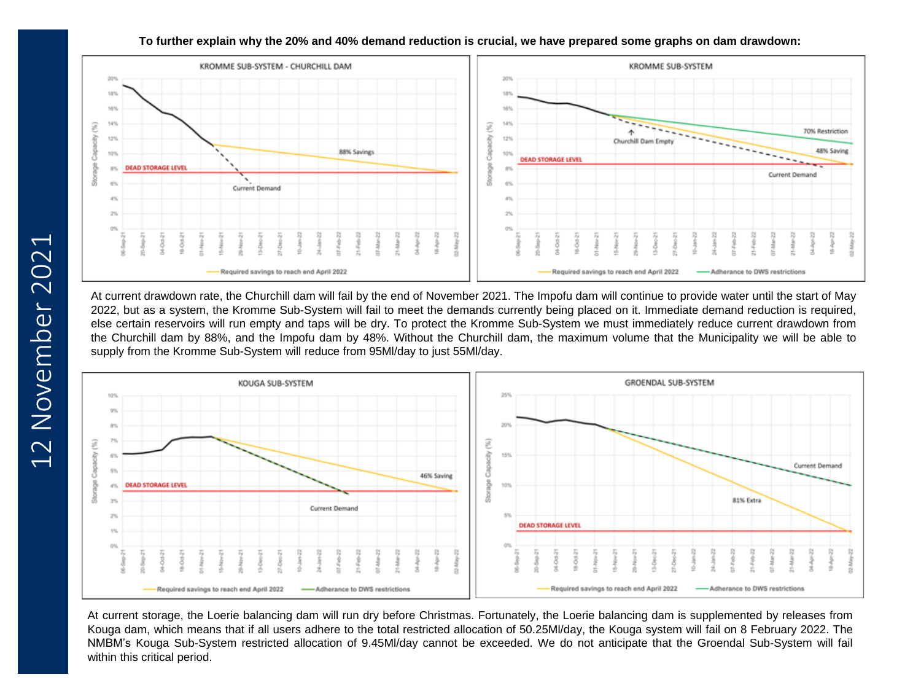**To further explain why the 20% and 40% demand reduction is crucial, we have prepared some graphs on dam drawdown:**

KROMME SUB-SYSTEM - CHURCHILL DAM

Storage Capacity (%)

20%
18%
16%
14%
12%
10%
8%
6%
4%
2%
0%

DEAD STORAGE LEVEL

88% Savings

Current Demand

06-Sep-21, 20-Sep-21, 04-Oct-21, 18-Oct-21, 01-Nov-21, 15-Nov-21, 29-Nov-21, 13-Dec-21, 27-Dec-21, 10-Jan-22, 24-Jan-22, 07-Feb-22, 21-Feb-22, 07-Mar-22, 21-Mar-22, 04-Apr-22, 18-Apr-22, 02-May-22

Required savings to reach end April 2022

KROMME SUB-SYSTEM

Storage Capacity (%)

20%
18%
16%
14%
12%
10%
8%
6%
4%
2%
0%

Churchill Dam Empty

70% Restriction

48% Saving

DEAD STORAGE LEVEL

Current Demand

06-Sep-21, 20-Sep-21, 04-Oct-21, 18-Oct-21, 01-Nov-21, 15-Nov-21, 29-Nov-21, 13-Dec-21, 27-Dec-21, 10-Jan-22, 24-Jan-22, 07-Feb-22, 21-Feb-22, 07-Mar-22, 21-Mar-22, 04-Apr-22, 18-Apr-22, 02-May-22

Required savings to reach end April 2022

Adherance to DWS restrictions

At current drawdown rate, the Churchill dam will fail by the end of November 2021. The Impofu dam will continue to provide water until the start of May 2022, but as a system, the Kromme Sub-System will fail to meet the demands currently being placed on it. Immediate demand reduction is required, else certain reservoirs will run empty and taps will be dry. To protect the Kromme Sub-System we must immediately reduce current drawdown from the Churchill dam by 88%, and the Impofu dam by 48%. Without the Churchill dam, the maximum volume that the Municipality we will be able to supply from the Kromme Sub-System will reduce from 95Ml/day to just 55Ml/day.

KOUGA SUB-SYSTEM

Storage Capacity (%)

10%
9%
8%
7%
6%
5%
4%
3%
2%
1%
0%

DEAD STORAGE LEVEL

46% Saving

Current Demand

06-Sep-21, 20-Sep-21, 04-Oct-21, 18-Oct-21, 01-Nov-21, 15-Nov-21, 29-Nov-21, 13-Dec-21, 27-Dec-21, 10-Jan-22, 24-Jan-22, 07-Feb-22, 21-Feb-22, 07-Mar-22, 21-Mar-22, 04-Apr-22, 18-Apr-22, 02-May-22

Required savings to reach end April 2022

Adherance to DWS restrictions

GROENDAL SUB-SYSTEM

Storage Capacity (%)

25%
20%
15%
10%
5%
0%

Current Demand

81% Extra

DEAD STORAGE LEVEL

06-Sep-21, 20-Sep-21, 04-Oct-21, 18-Oct-21, 01-Nov-21, 15-Nov-21, 29-Nov-21, 13-Dec-21, 27-Dec-21, 10-Jan-22, 24-Jan-22, 07-Feb-22, 21-Feb-22, 07-Mar-22, 21-Mar-22, 04-Apr-22, 18-Apr-22, 02-May-22

Required savings to reach end April 2022

Adherance to DWS restrictions

At current storage, the Loerie balancing dam will run dry before Christmas. Fortunately, the Loerie balancing dam is supplemented by releases from Kouga dam, which means that if all users adhere to the total restricted allocation of 50.25Ml/day, the Kouga system will fail on 8 February 2022. The NMBM's Kouga Sub-System restricted allocation of 9.45Ml/day cannot be exceeded. We do not anticipate that the Groendal Sub-System will fail within this critical period.